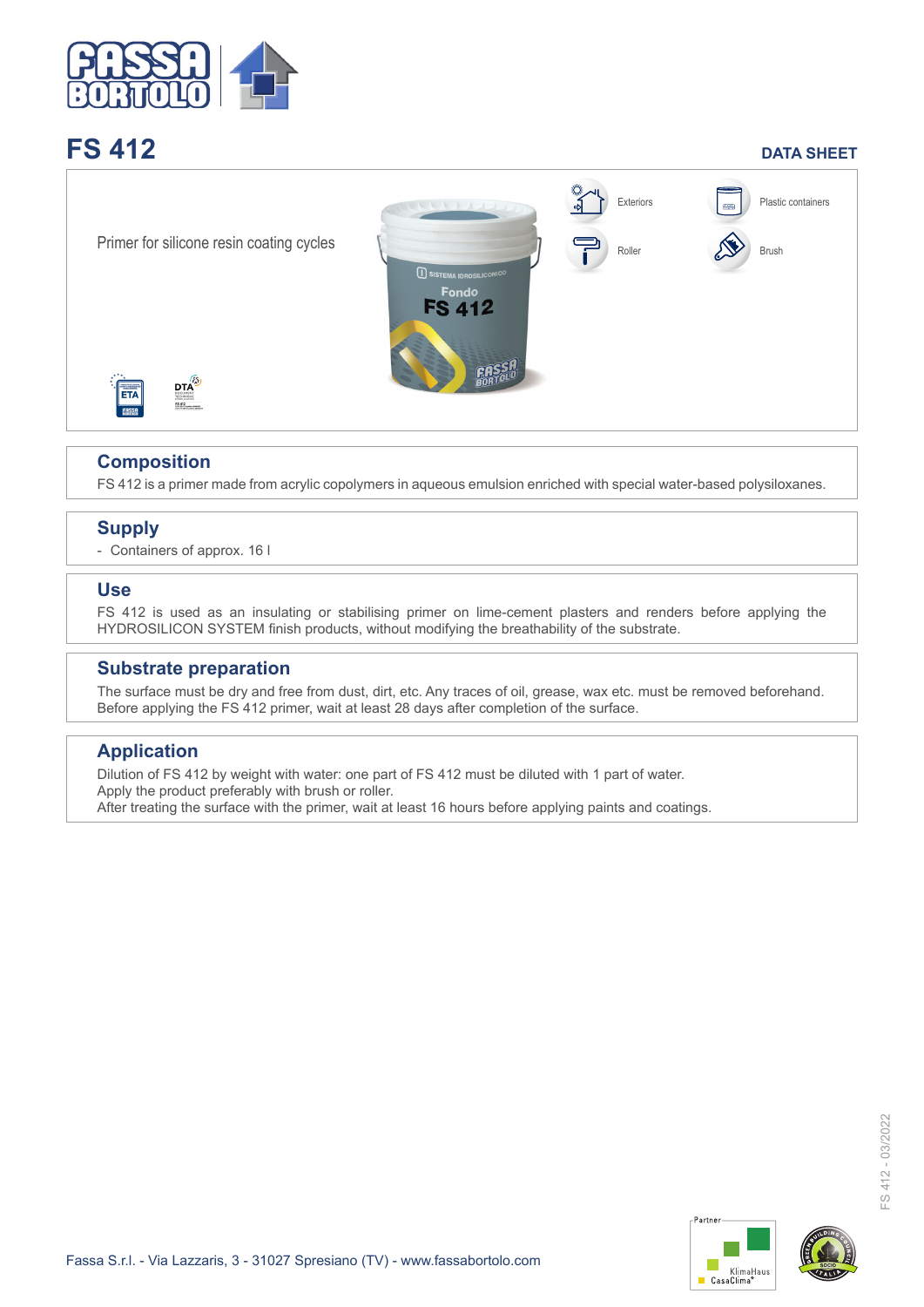# FS 412

**DATA SHEET**

Primer for silicone resin coating cycles

Exteriors

Plastic containers

Roller

Brush

## Composition

FS 412 is a primer made from acrylic copolymers in aqueous emulsion enriched with special water-based polysiloxanes.

## Supply

- Containers of approx. 16 l

## Use

FS 412 is used as an insulating or stabilising primer on lime-cement plasters and renders before applying the HYDROSILICON SYSTEM finish products, without modifying the breathability of the substrate.

## Substrate preparation

The surface must be dry and free from dust, dirt, etc. Any traces of oil, grease, wax etc. must be removed beforehand.
Before applying the FS 412 primer, wait at least 28 days after completion of the surface.

## Application

Dilution of FS 412 by weight with water: one part of FS 412 must be diluted with 1 part of water.
Apply the product preferably with brush or roller.
After treating the surface with the primer, wait at least 16 hours before applying paints and coatings.

Fassa S.r.l. - Via Lazzaris, 3 - 31027 Spresiano (TV) - www.fassabortolo.com

FS 412 - 03/2022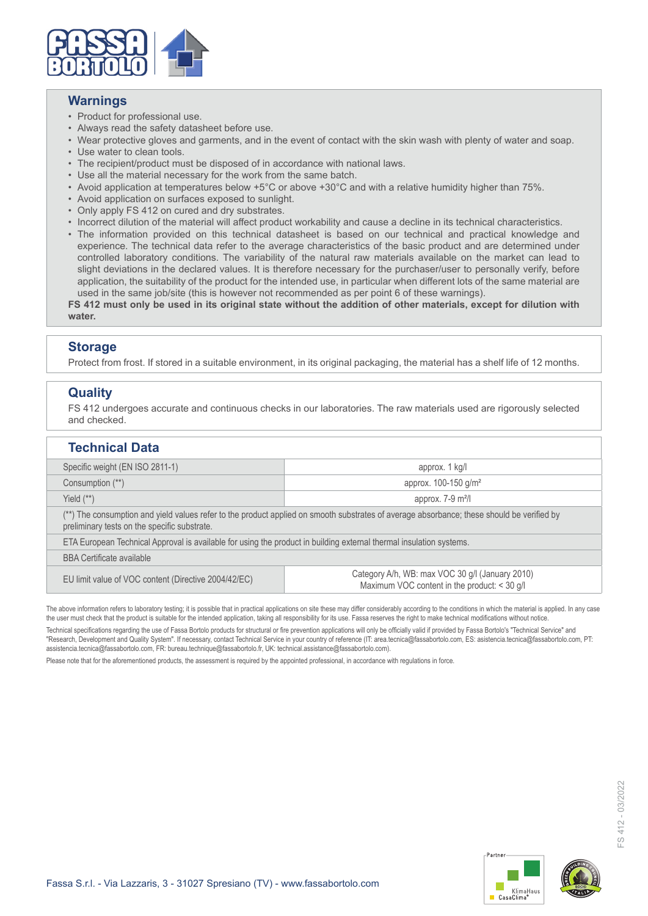## Warnings

- Product for professional use.
- Always read the safety datasheet before use.
- Wear protective gloves and garments, and in the event of contact with the skin wash with plenty of water and soap.
- Use water to clean tools.
- The recipient/product must be disposed of in accordance with national laws.
- Use all the material necessary for the work from the same batch.
- Avoid application at temperatures below +5°C or above +30°C and with a relative humidity higher than 75%.
- Avoid application on surfaces exposed to sunlight.
- Only apply FS 412 on cured and dry substrates.
- Incorrect dilution of the material will affect product workability and cause a decline in its technical characteristics.
- The information provided on this technical datasheet is based on our technical and practical knowledge and experience. The technical data refer to the average characteristics of the basic product and are determined under controlled laboratory conditions. The variability of the natural raw materials available on the market can lead to slight deviations in the declared values. It is therefore necessary for the purchaser/user to personally verify, before application, the suitability of the product for the intended use, in particular when different lots of the same material are used in the same job/site (this is however not recommended as per point 6 of these warnings).

**FS 412 must only be used in its original state without the addition of other materials, except for dilution with water.**

## Storage

Protect from frost. If stored in a suitable environment, in its original packaging, the material has a shelf life of 12 months.

## Quality

FS 412 undergoes accurate and continuous checks in our laboratories. The raw materials used are rigorously selected and checked.

## Technical Data

| | |
|---|---|
| Specific weight (EN ISO 2811-1) | approx. 1 kg/l |
| Consumption (**) | approx. 100-150 g/m² |
| Yield (**) | approx. 7-9 m²/l |
| (**) The consumption and yield values refer to the product applied on smooth substrates of average absorbance; these should be verified by preliminary tests on the specific substrate. | |
| ETA European Technical Approval is available for using the product in building external thermal insulation systems. | |
| BBA Certificate available | |
| EU limit value of VOC content (Directive 2004/42/EC) | Category A/h, WB: max VOC 30 g/l (January 2010)<br>Maximum VOC content in the product: < 30 g/l |

The above information refers to laboratory testing; it is possible that in practical applications on site these may differ considerably according to the conditions in which the material is applied. In any case the user must check that the product is suitable for the intended application, taking all responsibility for its use. Fassa reserves the right to make technical modifications without notice.

Technical specifications regarding the use of Fassa Bortolo products for structural or fire prevention applications will only be officially valid if provided by Fassa Bortolo's "Technical Service" and "Research, Development and Quality System". If necessary, contact Technical Service in your country of reference (IT: area.tecnica@fassabortolo.com, ES: asistencia.tecnica@fassabortolo.com, PT: assistencia.tecnica@fassabortolo.com, FR: bureau.technique@fassabortolo.fr, UK: technical.assistance@fassabortolo.com).

Please note that for the aforementioned products, the assessment is required by the appointed professional, in accordance with regulations in force.

FS 412 - 03/2022

Fassa S.r.l. - Via Lazzaris, 3 - 31027 Spresiano (TV) - www.fassabortolo.com